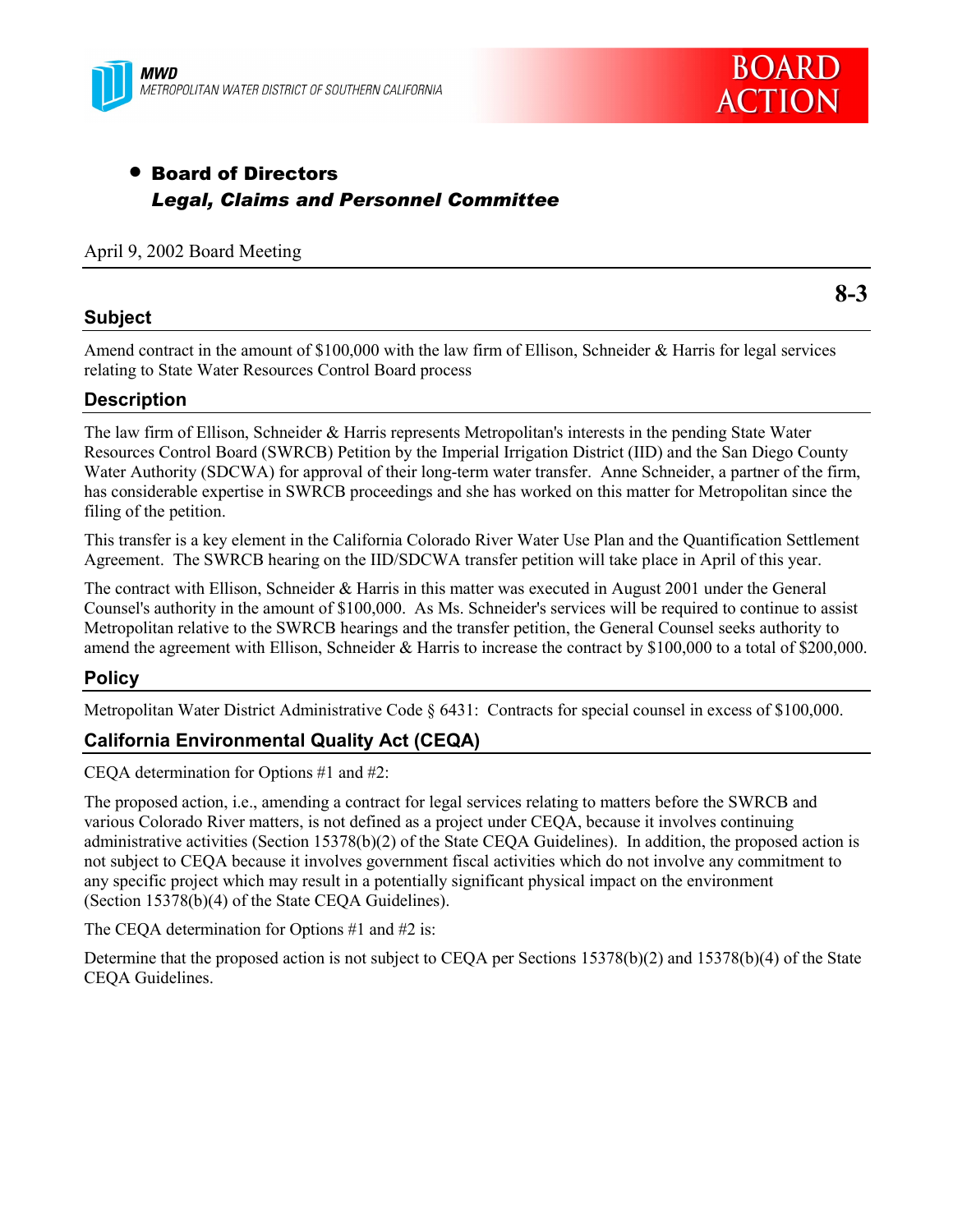MWD
METROPOLITAN WATER DISTRICT OF SOUTHERN CALIFORNIA

BOARD ACTION

- **Board of Directors**
  ***Legal, Claims and Personnel Committee***

April 9, 2002 Board Meeting

**8-3**

## Subject

Amend contract in the amount of $100,000 with the law firm of Ellison, Schneider & Harris for legal services relating to State Water Resources Control Board process

## Description

The law firm of Ellison, Schneider & Harris represents Metropolitan's interests in the pending State Water Resources Control Board (SWRCB) Petition by the Imperial Irrigation District (IID) and the San Diego County Water Authority (SDCWA) for approval of their long-term water transfer. Anne Schneider, a partner of the firm, has considerable expertise in SWRCB proceedings and she has worked on this matter for Metropolitan since the filing of the petition.

This transfer is a key element in the California Colorado River Water Use Plan and the Quantification Settlement Agreement. The SWRCB hearing on the IID/SDCWA transfer petition will take place in April of this year.

The contract with Ellison, Schneider & Harris in this matter was executed in August 2001 under the General Counsel's authority in the amount of $100,000. As Ms. Schneider's services will be required to continue to assist Metropolitan relative to the SWRCB hearings and the transfer petition, the General Counsel seeks authority to amend the agreement with Ellison, Schneider & Harris to increase the contract by $100,000 to a total of $200,000.

## Policy

Metropolitan Water District Administrative Code § 6431: Contracts for special counsel in excess of $100,000.

## California Environmental Quality Act (CEQA)

CEQA determination for Options #1 and #2:

The proposed action, i.e., amending a contract for legal services relating to matters before the SWRCB and various Colorado River matters, is not defined as a project under CEQA, because it involves continuing administrative activities (Section 15378(b)(2) of the State CEQA Guidelines). In addition, the proposed action is not subject to CEQA because it involves government fiscal activities which do not involve any commitment to any specific project which may result in a potentially significant physical impact on the environment (Section 15378(b)(4) of the State CEQA Guidelines).

The CEQA determination for Options #1 and #2 is:

Determine that the proposed action is not subject to CEQA per Sections 15378(b)(2) and 15378(b)(4) of the State CEQA Guidelines.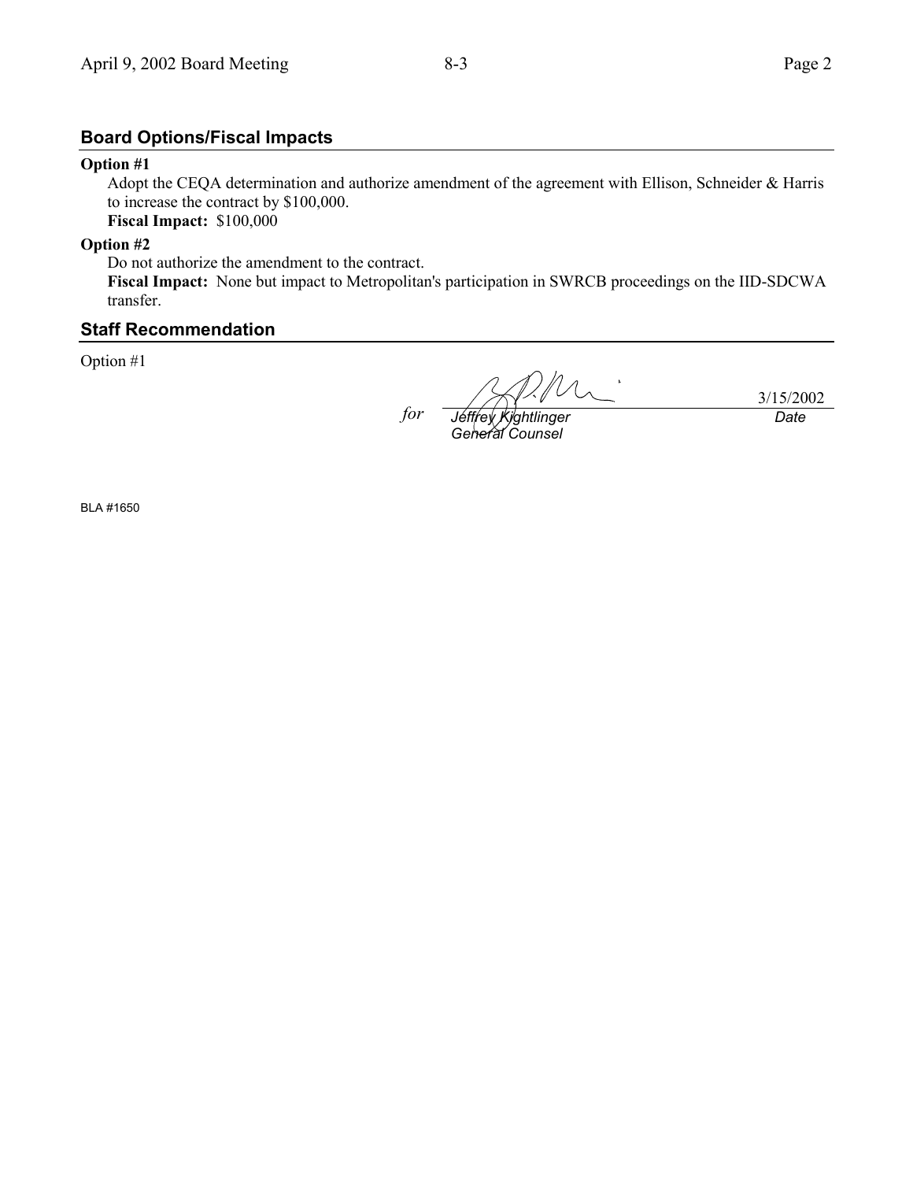## Board Options/Fiscal Impacts

**Option #1**

Adopt the CEQA determination and authorize amendment of the agreement with Ellison, Schneider & Harris to increase the contract by $100,000.

**Fiscal Impact:** $100,000

**Option #2**

Do not authorize the amendment to the contract.

**Fiscal Impact:** None but impact to Metropolitan's participation in SWRCB proceedings on the IID-SDCWA transfer.

## Staff Recommendation

Option #1

*for* *Jeffrey Kightlinger*
*General Counsel*

3/15/2002
*Date*

BLA #1650